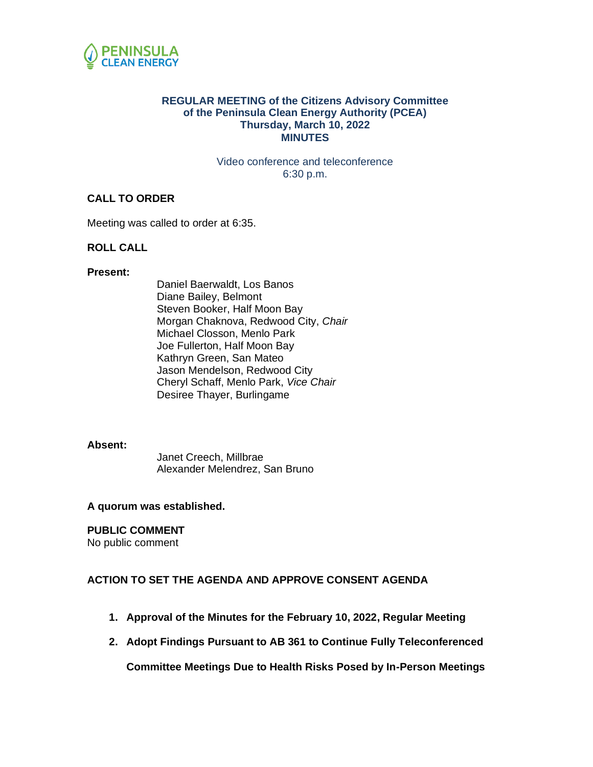PENINSULA CLEAN ENERGY

# REGULAR MEETING of the Citizens Advisory Committee of the Peninsula Clean Energy Authority (PCEA)
## Thursday, March 10, 2022
## MINUTES

Video conference and teleconference
6:30 p.m.

### CALL TO ORDER

Meeting was called to order at 6:35.

### ROLL CALL

**Present:**

Daniel Baerwaldt, Los Banos
Diane Bailey, Belmont
Steven Booker, Half Moon Bay
Morgan Chaknova, Redwood City, *Chair*
Michael Closson, Menlo Park
Joe Fullerton, Half Moon Bay
Kathryn Green, San Mateo
Jason Mendelson, Redwood City
Cheryl Schaff, Menlo Park, *Vice Chair*
Desiree Thayer, Burlingame

**Absent:**

Janet Creech, Millbrae
Alexander Melendrez, San Bruno

**A quorum was established.**

### PUBLIC COMMENT

No public comment

### ACTION TO SET THE AGENDA AND APPROVE CONSENT AGENDA

1. **Approval of the Minutes for the February 10, 2022, Regular Meeting**
2. **Adopt Findings Pursuant to AB 361 to Continue Fully Teleconferenced Committee Meetings Due to Health Risks Posed by In-Person Meetings**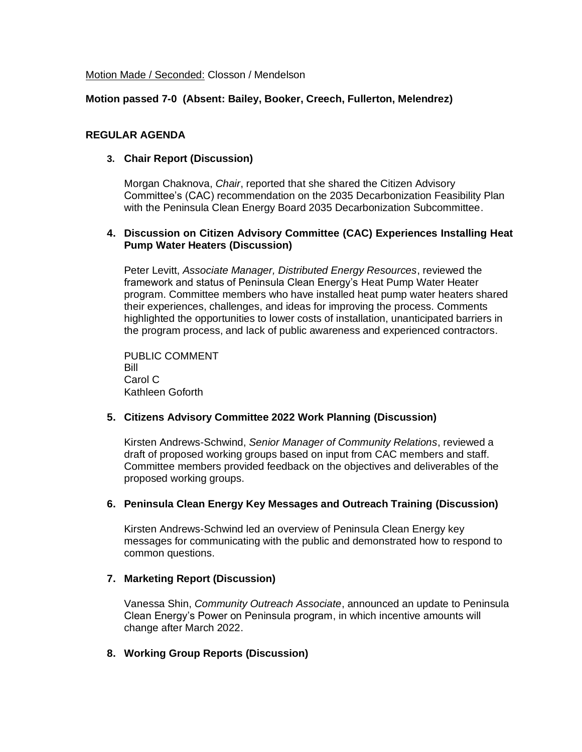Motion Made / Seconded: Closson / Mendelson

**Motion passed 7-0 (Absent: Bailey, Booker, Creech, Fullerton, Melendrez)**

## REGULAR AGENDA

### 3. Chair Report (Discussion)

Morgan Chaknova, *Chair*, reported that she shared the Citizen Advisory Committee's (CAC) recommendation on the 2035 Decarbonization Feasibility Plan with the Peninsula Clean Energy Board 2035 Decarbonization Subcommittee.

### 4. Discussion on Citizen Advisory Committee (CAC) Experiences Installing Heat Pump Water Heaters (Discussion)

Peter Levitt, *Associate Manager, Distributed Energy Resources*, reviewed the framework and status of Peninsula Clean Energy's Heat Pump Water Heater program. Committee members who have installed heat pump water heaters shared their experiences, challenges, and ideas for improving the process. Comments highlighted the opportunities to lower costs of installation, unanticipated barriers in the program process, and lack of public awareness and experienced contractors.

PUBLIC COMMENT
Bill
Carol C
Kathleen Goforth

### 5. Citizens Advisory Committee 2022 Work Planning (Discussion)

Kirsten Andrews-Schwind, *Senior Manager of Community Relations*, reviewed a draft of proposed working groups based on input from CAC members and staff. Committee members provided feedback on the objectives and deliverables of the proposed working groups.

### 6. Peninsula Clean Energy Key Messages and Outreach Training (Discussion)

Kirsten Andrews-Schwind led an overview of Peninsula Clean Energy key messages for communicating with the public and demonstrated how to respond to common questions.

### 7. Marketing Report (Discussion)

Vanessa Shin, *Community Outreach Associate*, announced an update to Peninsula Clean Energy's Power on Peninsula program, in which incentive amounts will change after March 2022.

### 8. Working Group Reports (Discussion)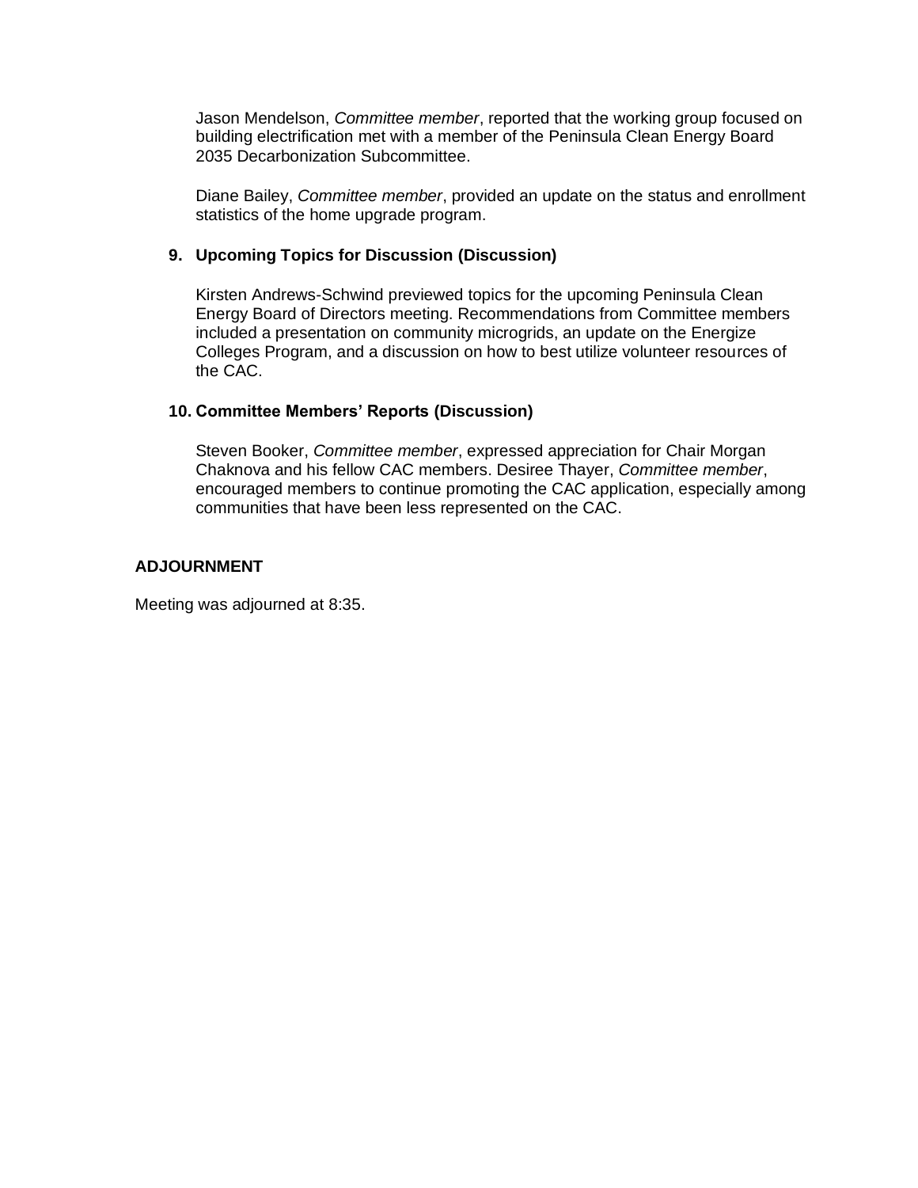Jason Mendelson, *Committee member*, reported that the working group focused on building electrification met with a member of the Peninsula Clean Energy Board 2035 Decarbonization Subcommittee.

Diane Bailey, *Committee member*, provided an update on the status and enrollment statistics of the home upgrade program.

**9. Upcoming Topics for Discussion (Discussion)**

Kirsten Andrews-Schwind previewed topics for the upcoming Peninsula Clean Energy Board of Directors meeting. Recommendations from Committee members included a presentation on community microgrids, an update on the Energize Colleges Program, and a discussion on how to best utilize volunteer resources of the CAC.

**10. Committee Members' Reports (Discussion)**

Steven Booker, *Committee member*, expressed appreciation for Chair Morgan Chaknova and his fellow CAC members. Desiree Thayer, *Committee member*, encouraged members to continue promoting the CAC application, especially among communities that have been less represented on the CAC.

## ADJOURNMENT

Meeting was adjourned at 8:35.